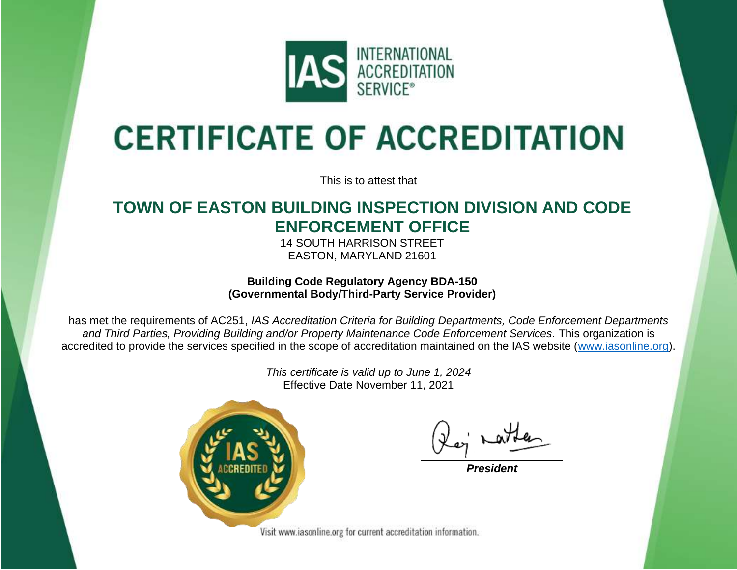INTERNATIONAL ACCREDITATION SERVICE®

# CERTIFICATE OF ACCREDITATION

This is to attest that

## TOWN OF EASTON BUILDING INSPECTION DIVISION AND CODE ENFORCEMENT OFFICE

14 SOUTH HARRISON STREET
EASTON, MARYLAND 21601

**Building Code Regulatory Agency BDA-150**
**(Governmental Body/Third-Party Service Provider)**

has met the requirements of AC251, *IAS Accreditation Criteria for Building Departments, Code Enforcement Departments and Third Parties, Providing Building and/or Property Maintenance Code Enforcement Services.* This organization is accredited to provide the services specified in the scope of accreditation maintained on the IAS website (www.iasonline.org).

*This certificate is valid up to June 1, 2024*
Effective Date November 11, 2021

***President***

Visit www.iasonline.org for current accreditation information.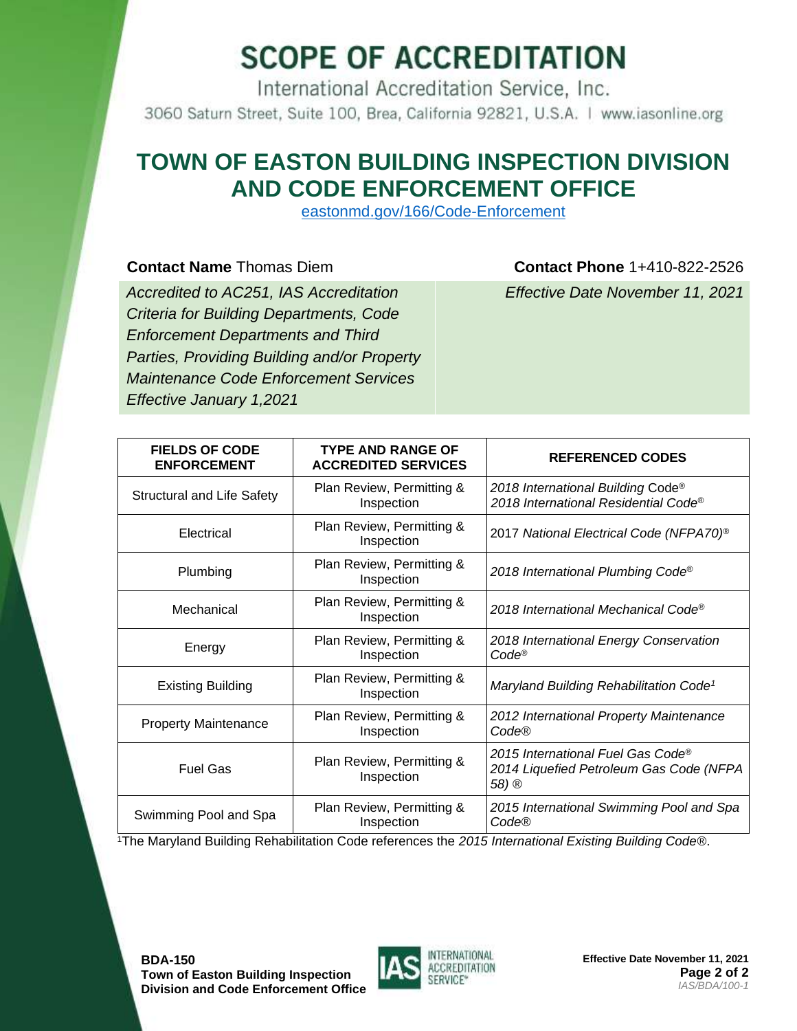# SCOPE OF ACCREDITATION

International Accreditation Service, Inc.

3060 Saturn Street, Suite 100, Brea, California 92821, U.S.A. | www.iasonline.org

## TOWN OF EASTON BUILDING INSPECTION DIVISION AND CODE ENFORCEMENT OFFICE

eastonmd.gov/166/Code-Enforcement

**Contact Name** Thomas Diem

**Contact Phone** 1+410-822-2526

*Accredited to AC251, IAS Accreditation Criteria for Building Departments, Code Enforcement Departments and Third Parties, Providing Building and/or Property Maintenance Code Enforcement Services Effective January 1,2021*

*Effective Date November 11, 2021*

| FIELDS OF CODE ENFORCEMENT | TYPE AND RANGE OF ACCREDITED SERVICES | REFERENCED CODES |
|---|---|---|
| Structural and Life Safety | Plan Review, Permitting & Inspection | *2018 International Building Code®*<br>*2018 International Residential Code®* |
| Electrical | Plan Review, Permitting & Inspection | 2017 *National Electrical Code (NFPA70)®* |
| Plumbing | Plan Review, Permitting & Inspection | *2018 International Plumbing Code®* |
| Mechanical | Plan Review, Permitting & Inspection | *2018 International Mechanical Code®* |
| Energy | Plan Review, Permitting & Inspection | *2018 International Energy Conservation Code®* |
| Existing Building | Plan Review, Permitting & Inspection | *Maryland Building Rehabilitation Code*[1] |
| Property Maintenance | Plan Review, Permitting & Inspection | *2012 International Property Maintenance Code®* |
| Fuel Gas | Plan Review, Permitting & Inspection | *2015 International Fuel Gas Code®*<br>*2014 Liquefied Petroleum Gas Code (NFPA 58) ®* |
| Swimming Pool and Spa | Plan Review, Permitting & Inspection | *2015 International Swimming Pool and Spa Code®* |

[1]The Maryland Building Rehabilitation Code references the *2015 International Existing Building Code®*.

**BDA-150**
**Town of Easton Building Inspection Division and Code Enforcement Office**

**Effective Date November 11, 2021**

*IAS/BDA/100-1*